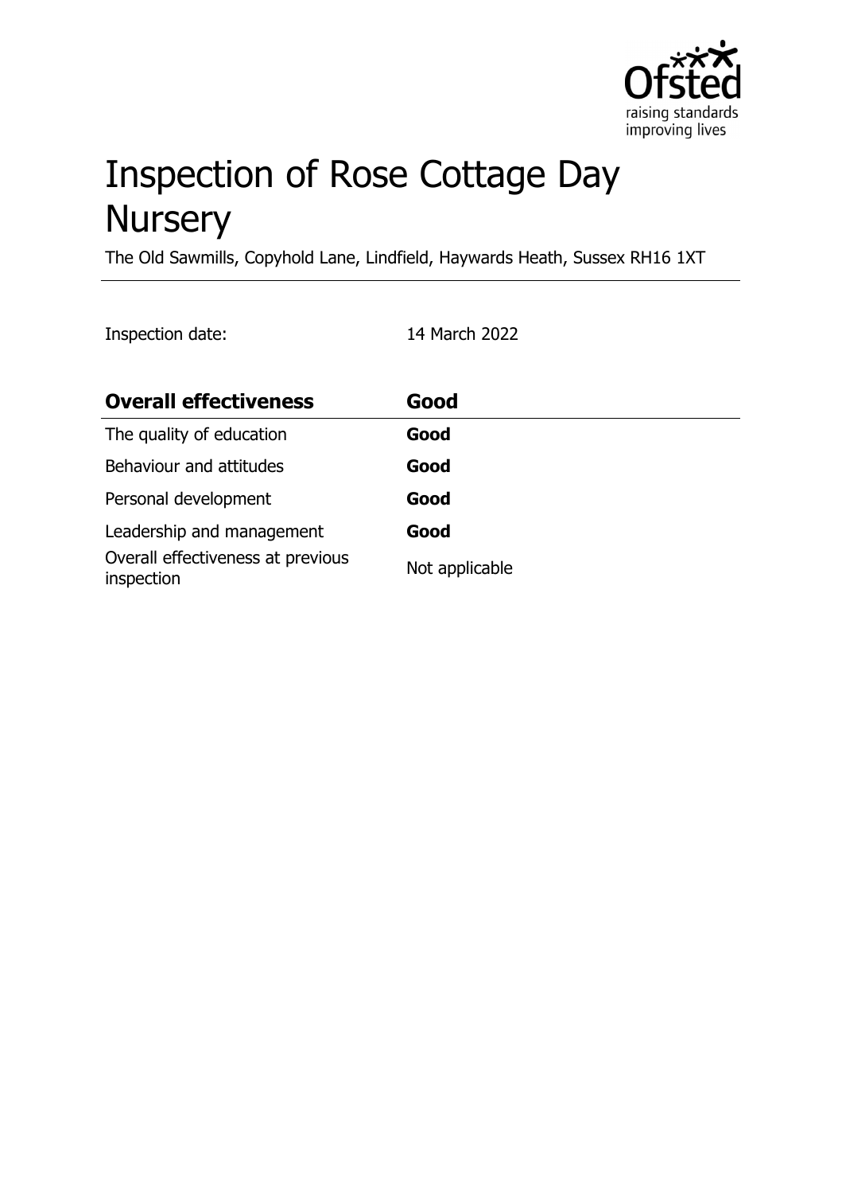# Inspection of Rose Cottage Day Nursery

The Old Sawmills, Copyhold Lane, Lindfield, Haywards Heath, Sussex RH16 1XT

Inspection date: 14 March 2022

| **Overall effectiveness** | **Good** |
|---|---|
| The quality of education | **Good** |
| Behaviour and attitudes | **Good** |
| Personal development | **Good** |
| Leadership and management | **Good** |
| Overall effectiveness at previous inspection | Not applicable |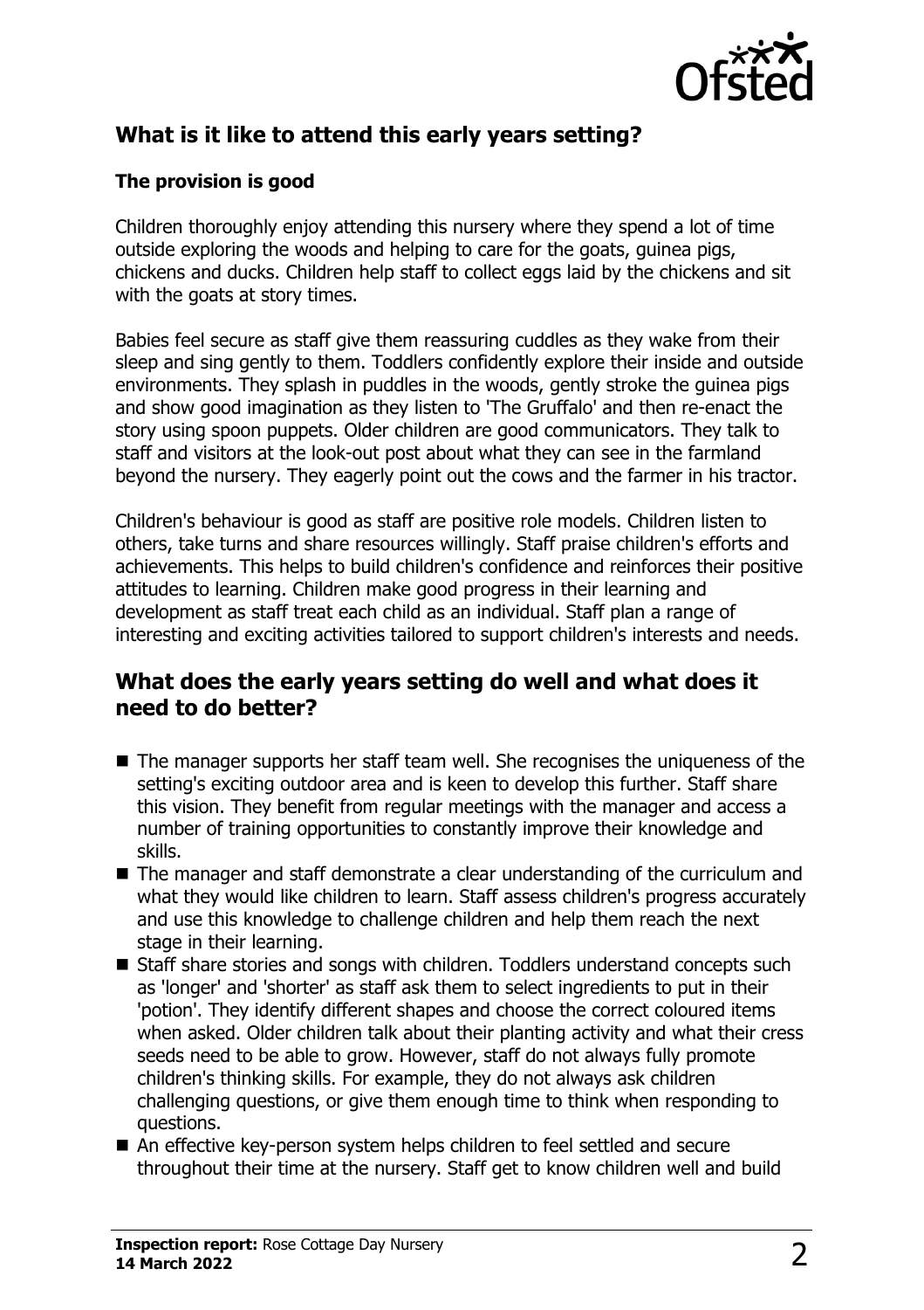## What is it like to attend this early years setting?

### The provision is good

Children thoroughly enjoy attending this nursery where they spend a lot of time outside exploring the woods and helping to care for the goats, guinea pigs, chickens and ducks. Children help staff to collect eggs laid by the chickens and sit with the goats at story times.

Babies feel secure as staff give them reassuring cuddles as they wake from their sleep and sing gently to them. Toddlers confidently explore their inside and outside environments. They splash in puddles in the woods, gently stroke the guinea pigs and show good imagination as they listen to 'The Gruffalo' and then re-enact the story using spoon puppets. Older children are good communicators. They talk to staff and visitors at the look-out post about what they can see in the farmland beyond the nursery. They eagerly point out the cows and the farmer in his tractor.

Children's behaviour is good as staff are positive role models. Children listen to others, take turns and share resources willingly. Staff praise children's efforts and achievements. This helps to build children's confidence and reinforces their positive attitudes to learning. Children make good progress in their learning and development as staff treat each child as an individual. Staff plan a range of interesting and exciting activities tailored to support children's interests and needs.

## What does the early years setting do well and what does it need to do better?

- The manager supports her staff team well. She recognises the uniqueness of the setting's exciting outdoor area and is keen to develop this further. Staff share this vision. They benefit from regular meetings with the manager and access a number of training opportunities to constantly improve their knowledge and skills.
- The manager and staff demonstrate a clear understanding of the curriculum and what they would like children to learn. Staff assess children's progress accurately and use this knowledge to challenge children and help them reach the next stage in their learning.
- Staff share stories and songs with children. Toddlers understand concepts such as 'longer' and 'shorter' as staff ask them to select ingredients to put in their 'potion'. They identify different shapes and choose the correct coloured items when asked. Older children talk about their planting activity and what their cress seeds need to be able to grow. However, staff do not always fully promote children's thinking skills. For example, they do not always ask children challenging questions, or give them enough time to think when responding to questions.
- An effective key-person system helps children to feel settled and secure throughout their time at the nursery. Staff get to know children well and build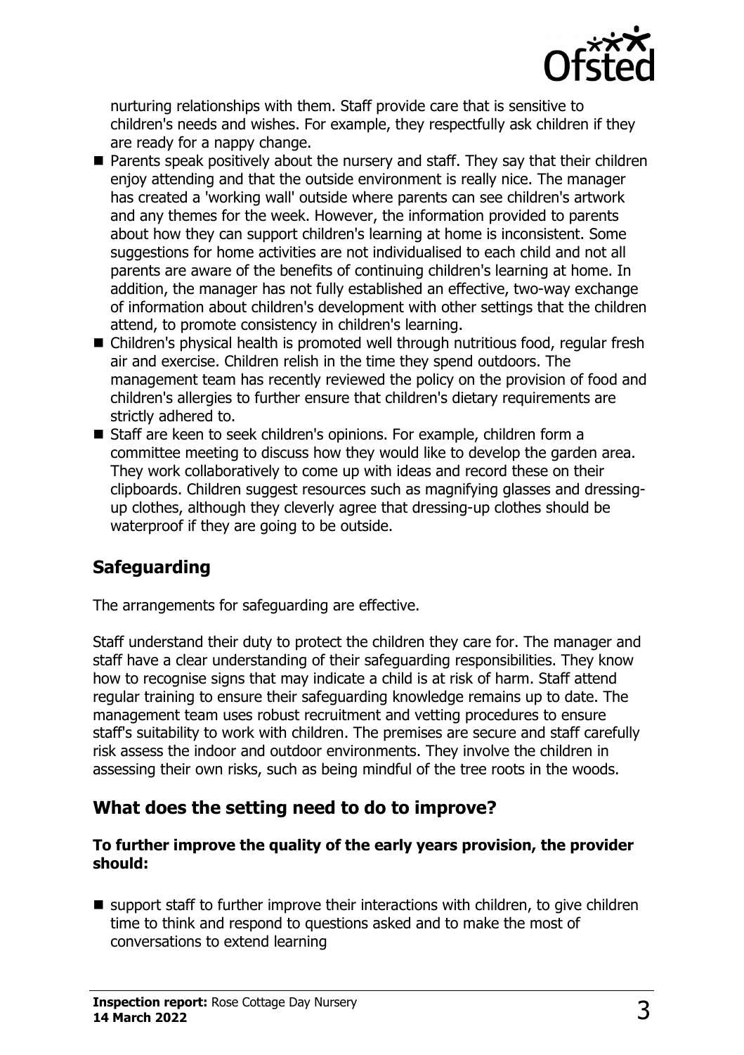nurturing relationships with them. Staff provide care that is sensitive to children's needs and wishes. For example, they respectfully ask children if they are ready for a nappy change.

- Parents speak positively about the nursery and staff. They say that their children enjoy attending and that the outside environment is really nice. The manager has created a 'working wall' outside where parents can see children's artwork and any themes for the week. However, the information provided to parents about how they can support children's learning at home is inconsistent. Some suggestions for home activities are not individualised to each child and not all parents are aware of the benefits of continuing children's learning at home. In addition, the manager has not fully established an effective, two-way exchange of information about children's development with other settings that the children attend, to promote consistency in children's learning.
- Children's physical health is promoted well through nutritious food, regular fresh air and exercise. Children relish in the time they spend outdoors. The management team has recently reviewed the policy on the provision of food and children's allergies to further ensure that children's dietary requirements are strictly adhered to.
- Staff are keen to seek children's opinions. For example, children form a committee meeting to discuss how they would like to develop the garden area. They work collaboratively to come up with ideas and record these on their clipboards. Children suggest resources such as magnifying glasses and dressing-up clothes, although they cleverly agree that dressing-up clothes should be waterproof if they are going to be outside.

## Safeguarding

The arrangements for safeguarding are effective.

Staff understand their duty to protect the children they care for. The manager and staff have a clear understanding of their safeguarding responsibilities. They know how to recognise signs that may indicate a child is at risk of harm. Staff attend regular training to ensure their safeguarding knowledge remains up to date. The management team uses robust recruitment and vetting procedures to ensure staff's suitability to work with children. The premises are secure and staff carefully risk assess the indoor and outdoor environments. They involve the children in assessing their own risks, such as being mindful of the tree roots in the woods.

## What does the setting need to do to improve?

**To further improve the quality of the early years provision, the provider should:**

- support staff to further improve their interactions with children, to give children time to think and respond to questions asked and to make the most of conversations to extend learning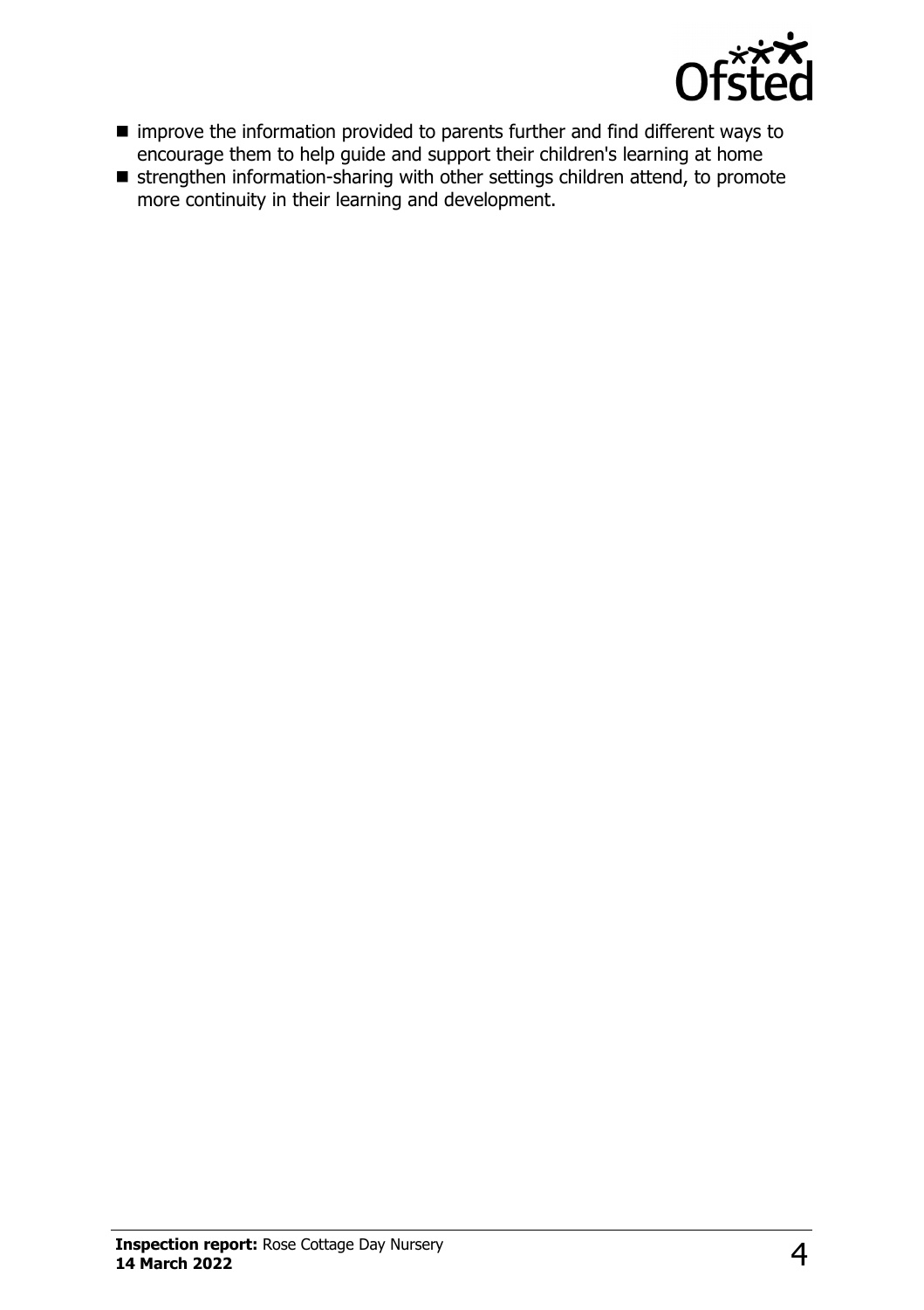- improve the information provided to parents further and find different ways to encourage them to help guide and support their children's learning at home
- strengthen information-sharing with other settings children attend, to promote more continuity in their learning and development.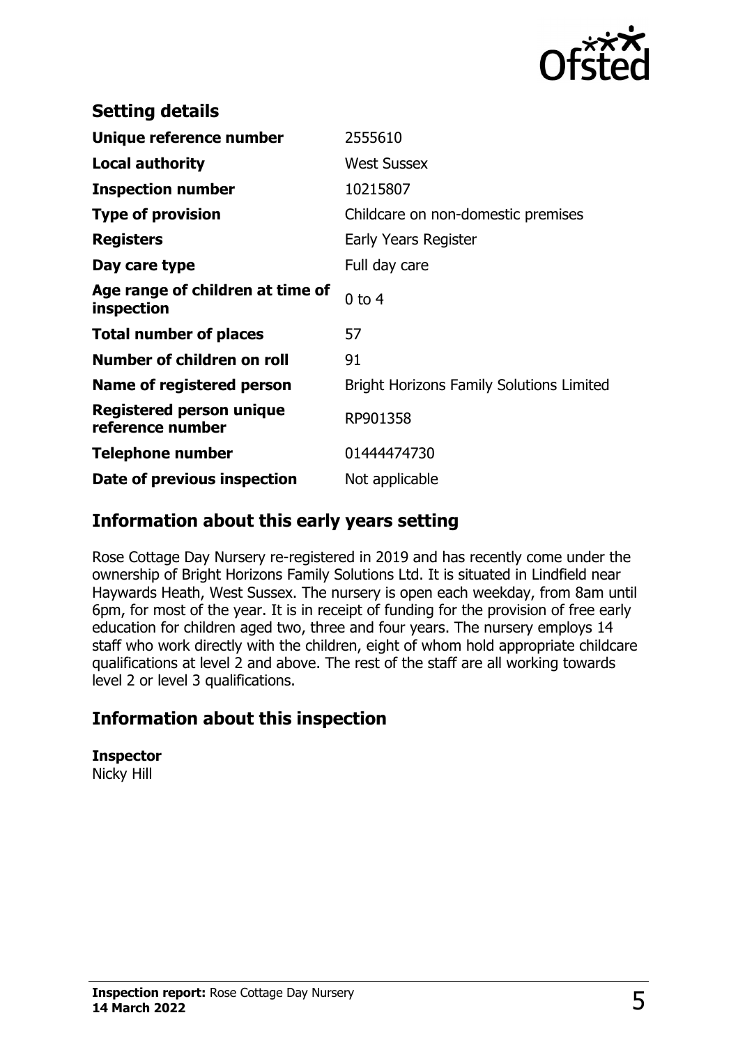## Setting details

| | |
|---|---|
| **Unique reference number** | 2555610 |
| **Local authority** | West Sussex |
| **Inspection number** | 10215807 |
| **Type of provision** | Childcare on non-domestic premises |
| **Registers** | Early Years Register |
| **Day care type** | Full day care |
| **Age range of children at time of inspection** | 0 to 4 |
| **Total number of places** | 57 |
| **Number of children on roll** | 91 |
| **Name of registered person** | Bright Horizons Family Solutions Limited |
| **Registered person unique reference number** | RP901358 |
| **Telephone number** | 01444474730 |
| **Date of previous inspection** | Not applicable |

## Information about this early years setting

Rose Cottage Day Nursery re-registered in 2019 and has recently come under the ownership of Bright Horizons Family Solutions Ltd. It is situated in Lindfield near Haywards Heath, West Sussex. The nursery is open each weekday, from 8am until 6pm, for most of the year. It is in receipt of funding for the provision of free early education for children aged two, three and four years. The nursery employs 14 staff who work directly with the children, eight of whom hold appropriate childcare qualifications at level 2 and above. The rest of the staff are all working towards level 2 or level 3 qualifications.

## Information about this inspection

**Inspector**
Nicky Hill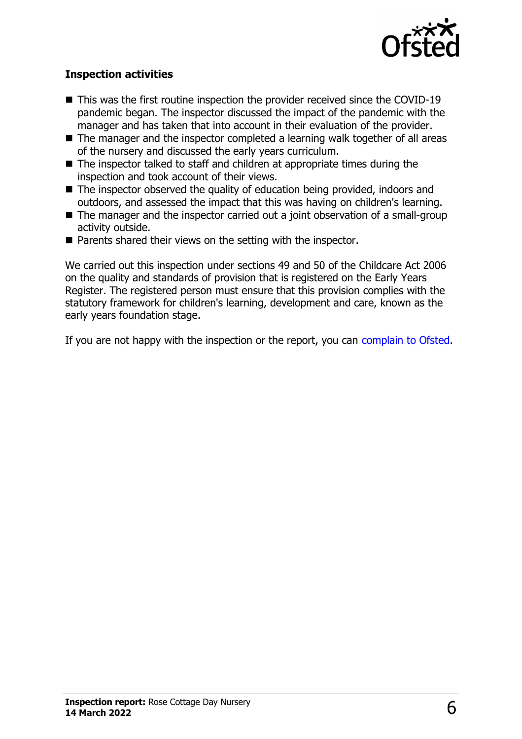### Inspection activities

- This was the first routine inspection the provider received since the COVID-19 pandemic began. The inspector discussed the impact of the pandemic with the manager and has taken that into account in their evaluation of the provider.
- The manager and the inspector completed a learning walk together of all areas of the nursery and discussed the early years curriculum.
- The inspector talked to staff and children at appropriate times during the inspection and took account of their views.
- The inspector observed the quality of education being provided, indoors and outdoors, and assessed the impact that this was having on children's learning.
- The manager and the inspector carried out a joint observation of a small-group activity outside.
- Parents shared their views on the setting with the inspector.

We carried out this inspection under sections 49 and 50 of the Childcare Act 2006 on the quality and standards of provision that is registered on the Early Years Register. The registered person must ensure that this provision complies with the statutory framework for children's learning, development and care, known as the early years foundation stage.

If you are not happy with the inspection or the report, you can complain to Ofsted.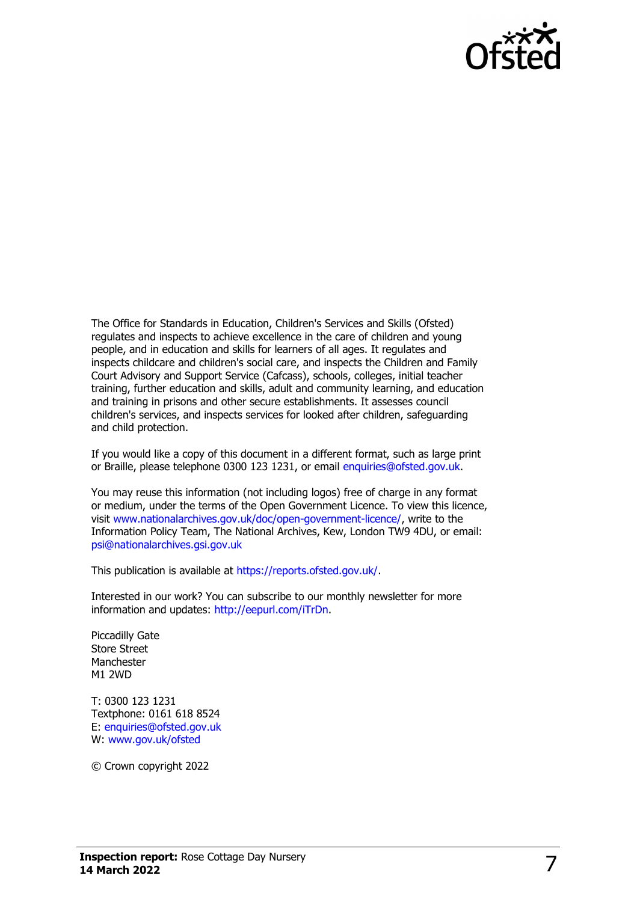The Office for Standards in Education, Children's Services and Skills (Ofsted) regulates and inspects to achieve excellence in the care of children and young people, and in education and skills for learners of all ages. It regulates and inspects childcare and children's social care, and inspects the Children and Family Court Advisory and Support Service (Cafcass), schools, colleges, initial teacher training, further education and skills, adult and community learning, and education and training in prisons and other secure establishments. It assesses council children's services, and inspects services for looked after children, safeguarding and child protection.

If you would like a copy of this document in a different format, such as large print or Braille, please telephone 0300 123 1231, or email enquiries@ofsted.gov.uk.

You may reuse this information (not including logos) free of charge in any format or medium, under the terms of the Open Government Licence. To view this licence, visit www.nationalarchives.gov.uk/doc/open-government-licence/, write to the Information Policy Team, The National Archives, Kew, London TW9 4DU, or email: psi@nationalarchives.gsi.gov.uk

This publication is available at https://reports.ofsted.gov.uk/.

Interested in our work? You can subscribe to our monthly newsletter for more information and updates: http://eepurl.com/iTrDn.

Piccadilly Gate
Store Street
Manchester
M1 2WD

T: 0300 123 1231
Textphone: 0161 618 8524
E: enquiries@ofsted.gov.uk
W: www.gov.uk/ofsted

© Crown copyright 2022